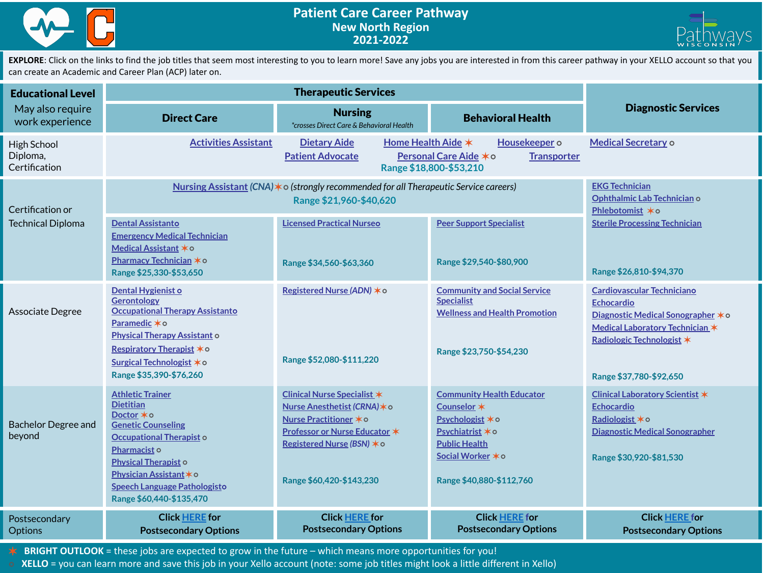# Patient Care Career Pathway
## New North Region
## 2021-2022

**EXPLORE**: Click on the links to find the job titles that seem most interesting to you to learn more! Save any jobs you are interested in from this career pathway in your XELLO account so that you can create an Academic and Career Plan (ACP) later on.

| Educational Level (May also require work experience) | Therapeutic Services | | | Diagnostic Services |
|---|---|---|---|---|
| | Direct Care | Nursing (*crosses Direct Care & Behavioral Health*) | Behavioral Health | |
| High School Diploma, Certification | Activities Assistant; Dietary Aide; Home Health Aide ✶; Housekeeper o; Patient Advocate; Personal Care Aide ✶o; Transporter — Range $18,800-$53,210 | | | Medical Secretary o |
| Certification or Technical Diploma | Nursing Assistant (CNA) ✶o (*strongly recommended for all Therapeutic Service careers*) — Range $21,960-$40,620 | | | EKG Technician; Ophthalmic Lab Technician o; Phlebotomist ✶o; Sterile Processing Technician — Range $26,810-$94,370 |
| | Dental Assistant o; Emergency Medical Technician; Medical Assistant ✶o; Pharmacy Technician ✶o — Range $25,330-$53,650 | Licensed Practical Nurse o — Range $34,560-$63,360 | Peer Support Specialist — Range $29,540-$80,900 | |
| Associate Degree | Dental Hygienist o; Gerontology; Occupational Therapy Assistant o; Paramedic ✶o; Physical Therapy Assistant o; Respiratory Therapist ✶o; Surgical Technologist ✶o — Range $35,390-$76,260 | Registered Nurse (ADN) ✶o — Range $52,080-$111,220 | Community and Social Service Specialist; Wellness and Health Promotion — Range $23,750-$54,230 | Cardiovascular Technician o; Echocardio; Diagnostic Medical Sonographer ✶o; Medical Laboratory Technician ✶; Radiologic Technologist ✶ — Range $37,780-$92,650 |
| Bachelor Degree and beyond | Athletic Trainer; Dietitian; Doctor ✶o; Genetic Counseling; Occupational Therapist o; Pharmacist o; Physical Therapist o; Physician Assistant ✶o; Speech Language Pathologist o — Range $60,440-$135,470 | Clinical Nurse Specialist ✶; Nurse Anesthetist (CRNA) ✶o; Nurse Practitioner ✶o; Professor or Nurse Educator ✶; Registered Nurse (BSN) ✶o — Range $60,420-$143,230 | Community Health Educator; Counselor ✶; Psychologist ✶o; Psychiatrist ✶o; Public Health; Social Worker ✶o — Range $40,880-$112,760 | Clinical Laboratory Scientist ✶; Echocardio; Radiologist ✶o; Diagnostic Medical Sonographer — Range $30,920-$81,530 |
| Postsecondary Options | Click HERE for Postsecondary Options | Click HERE for Postsecondary Options | Click HERE for Postsecondary Options | Click HERE for Postsecondary Options |

✶ **BRIGHT OUTLOOK** = these jobs are expected to grow in the future – which means more opportunities for you!

o **XELLO** = you can learn more and save this job in your Xello account (note: some job titles might look a little different in Xello)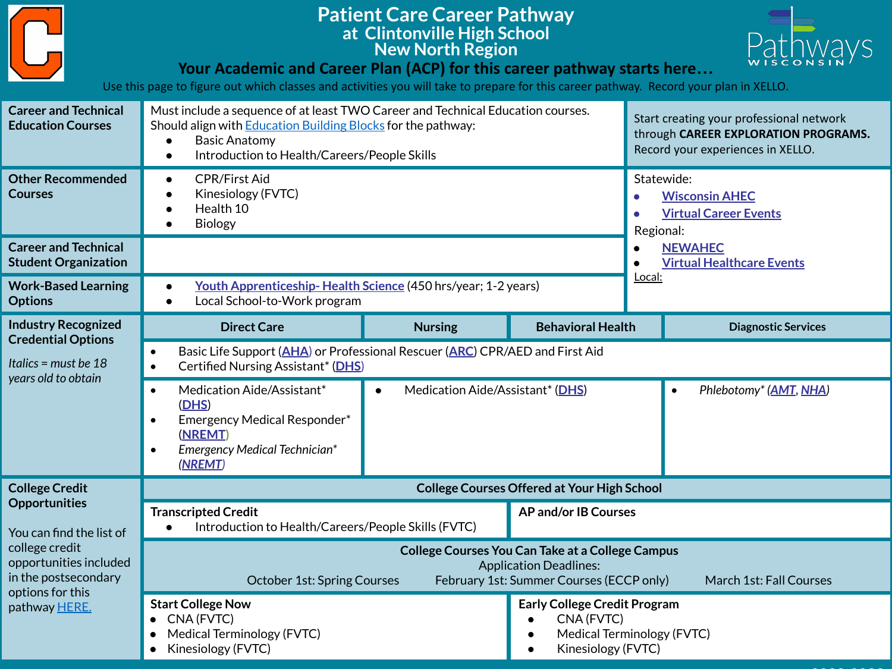# Patient Care Career Pathway
## at Clintonville High School
## New North Region

### Your Academic and Career Plan (ACP) for this career pathway starts here…

Use this page to figure out which classes and activities you will take to prepare for this career pathway. Record your plan in XELLO.

**Career and Technical Education Courses**

Must include a sequence of at least TWO Career and Technical Education courses. Should align with Education Building Blocks for the pathway:

- Basic Anatomy
- Introduction to Health/Careers/People Skills

**Other Recommended Courses**

- CPR/First Aid
- Kinesiology (FVTC)
- Health 10
- Biology

**Career and Technical Student Organization**

**Work-Based Learning Options**

- Youth Apprenticeship- Health Science (450 hrs/year; 1-2 years)
- Local School-to-Work program

Start creating your professional network through **CAREER EXPLORATION PROGRAMS.** Record your experiences in XELLO.

Statewide:

- Wisconsin AHEC
- Virtual Career Events

Regional:

- NEWAHEC
- Virtual Healthcare Events

Local:

**Industry Recognized Credential Options**

*Italics = must be 18 years old to obtain*

| Direct Care | Nursing | Behavioral Health | Diagnostic Services |
|---|---|---|---|
| • Basic Life Support (AHA) or Professional Rescuer (ARC) CPR/AED and First Aid<br>• Certified Nursing Assistant* (DHS) | | | |
| • Medication Aide/Assistant* (DHS)<br>• Emergency Medical Responder* (NREMT)<br>• *Emergency Medical Technician* (NREMT)* | • Medication Aide/Assistant* (DHS) | | • *Phlebotomy* (AMT, NHA)* |

**College Credit Opportunities**

You can find the list of college credit opportunities included in the postsecondary options for this pathway HERE.

**College Courses Offered at Your High School**

**Transcripted Credit**

- Introduction to Health/Careers/People Skills (FVTC)

**AP and/or IB Courses**

**College Courses You Can Take at a College Campus**

Application Deadlines:

October 1st: Spring Courses — February 1st: Summer Courses (ECCP only) — March 1st: Fall Courses

**Start College Now**

- CNA (FVTC)
- Medical Terminology (FVTC)
- Kinesiology (FVTC)

**Early College Credit Program**

- CNA (FVTC)
- Medical Terminology (FVTC)
- Kinesiology (FVTC)